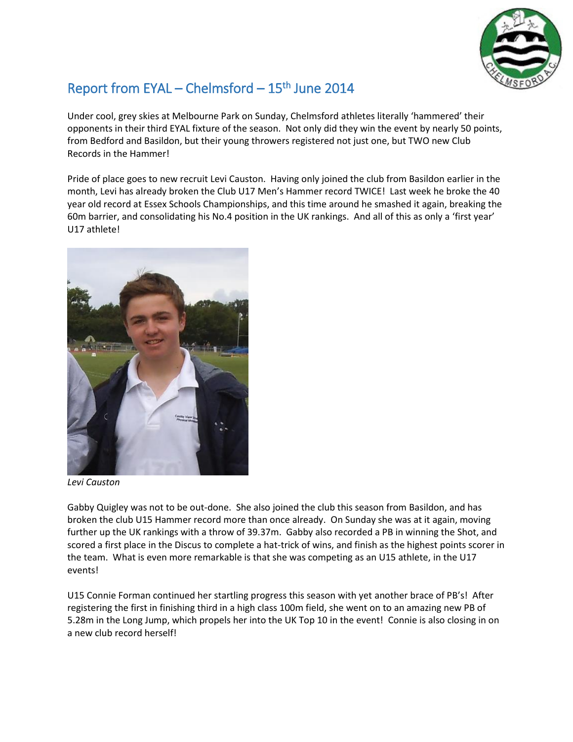# Report from EYAL – Chelmsford – 15th June 2014

Under cool, grey skies at Melbourne Park on Sunday, Chelmsford athletes literally 'hammered' their opponents in their third EYAL fixture of the season. Not only did they win the event by nearly 50 points, from Bedford and Basildon, but their young throwers registered not just one, but TWO new Club Records in the Hammer!

Pride of place goes to new recruit Levi Causton. Having only joined the club from Basildon earlier in the month, Levi has already broken the Club U17 Men's Hammer record TWICE! Last week he broke the 40 year old record at Essex Schools Championships, and this time around he smashed it again, breaking the 60m barrier, and consolidating his No.4 position in the UK rankings. And all of this as only a 'first year' U17 athlete!

*Levi Causton*

Gabby Quigley was not to be out-done. She also joined the club this season from Basildon, and has broken the club U15 Hammer record more than once already. On Sunday she was at it again, moving further up the UK rankings with a throw of 39.37m. Gabby also recorded a PB in winning the Shot, and scored a first place in the Discus to complete a hat-trick of wins, and finish as the highest points scorer in the team. What is even more remarkable is that she was competing as an U15 athlete, in the U17 events!

U15 Connie Forman continued her startling progress this season with yet another brace of PB's! After registering the first in finishing third in a high class 100m field, she went on to an amazing new PB of 5.28m in the Long Jump, which propels her into the UK Top 10 in the event! Connie is also closing in on a new club record herself!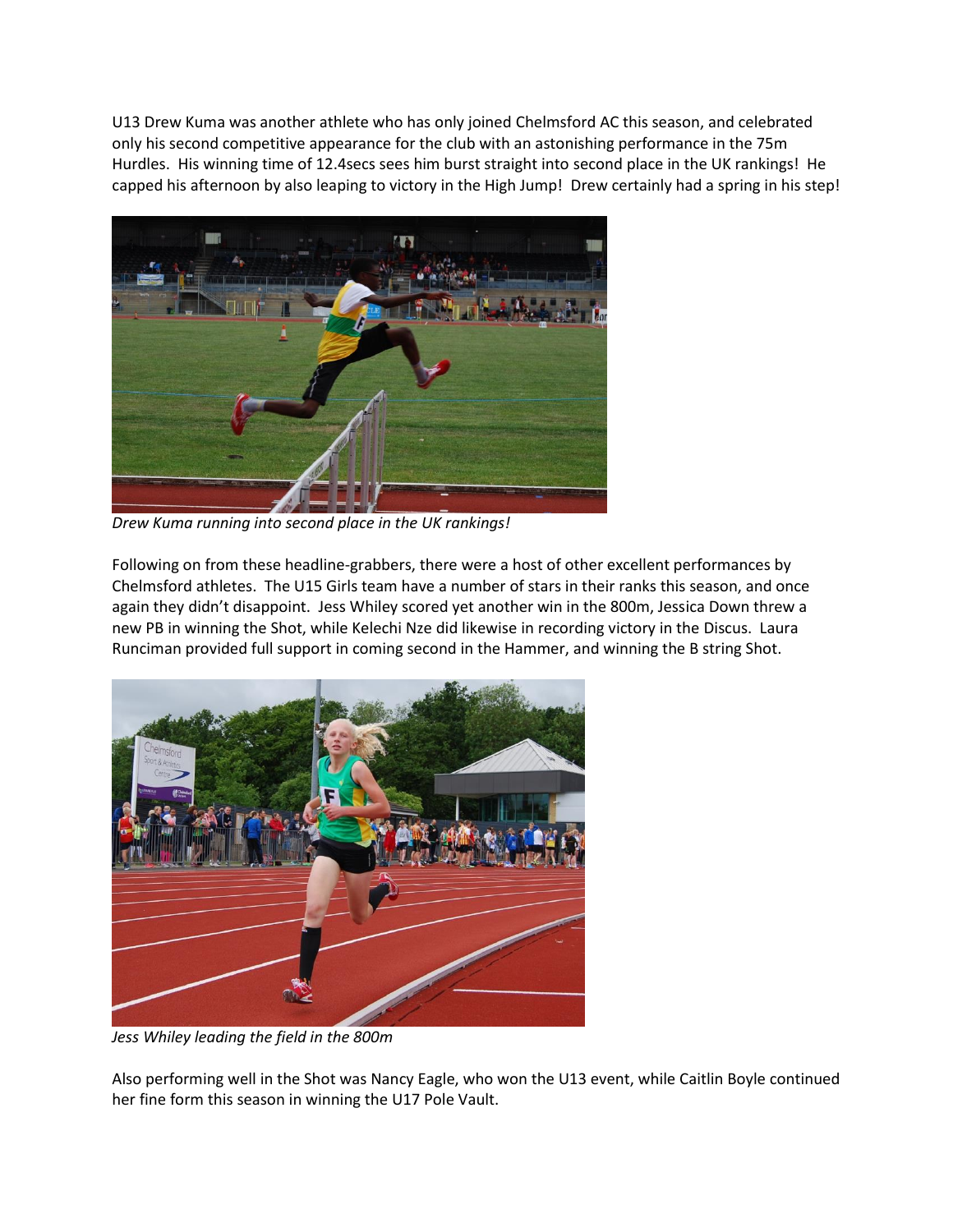U13 Drew Kuma was another athlete who has only joined Chelmsford AC this season, and celebrated only his second competitive appearance for the club with an astonishing performance in the 75m Hurdles. His winning time of 12.4secs sees him burst straight into second place in the UK rankings! He capped his afternoon by also leaping to victory in the High Jump! Drew certainly had a spring in his step!

*Drew Kuma running into second place in the UK rankings!*

Following on from these headline-grabbers, there were a host of other excellent performances by Chelmsford athletes. The U15 Girls team have a number of stars in their ranks this season, and once again they didn't disappoint. Jess Whiley scored yet another win in the 800m, Jessica Down threw a new PB in winning the Shot, while Kelechi Nze did likewise in recording victory in the Discus. Laura Runciman provided full support in coming second in the Hammer, and winning the B string Shot.

*Jess Whiley leading the field in the 800m*

Also performing well in the Shot was Nancy Eagle, who won the U13 event, while Caitlin Boyle continued her fine form this season in winning the U17 Pole Vault.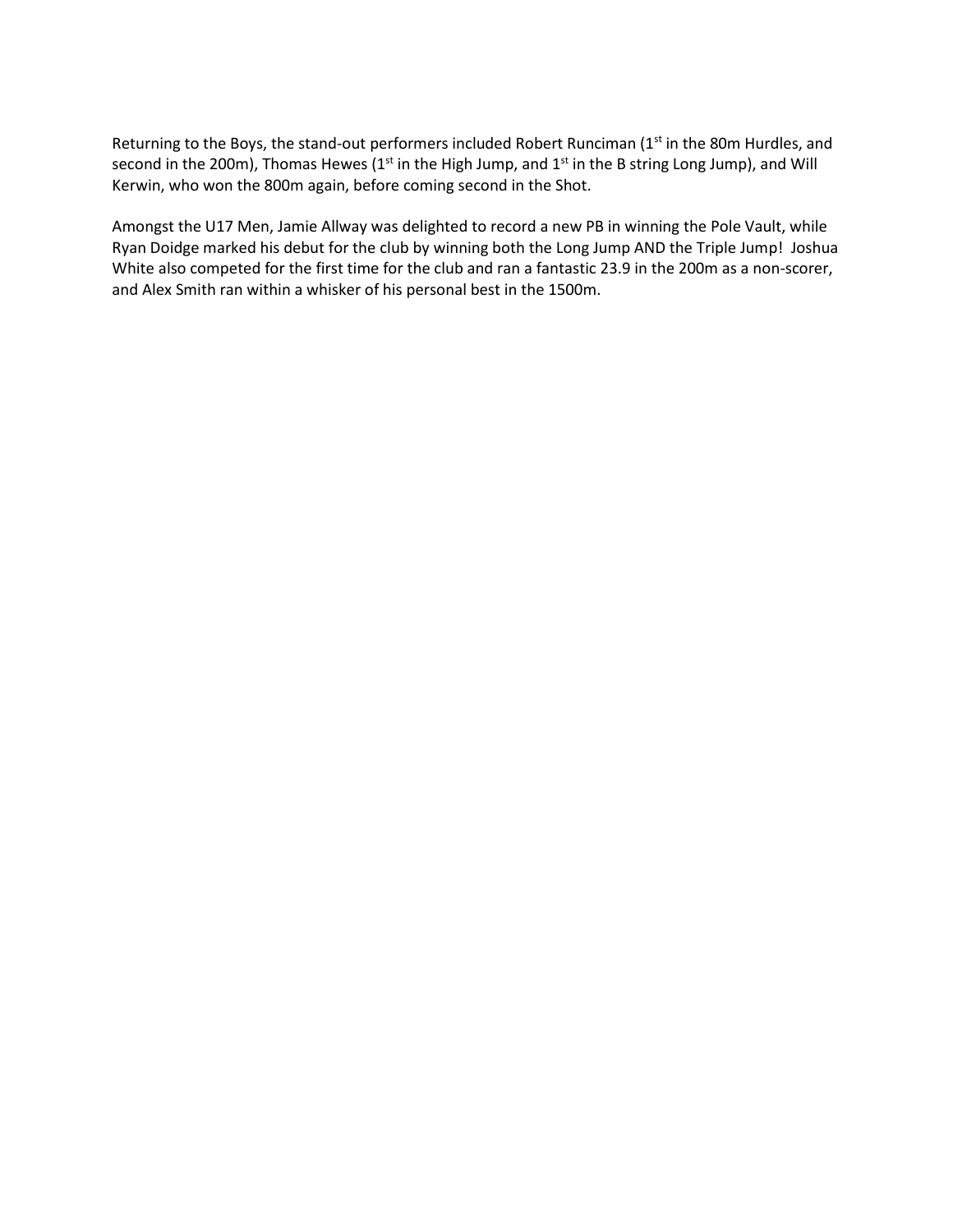Returning to the Boys, the stand-out performers included Robert Runciman (1st in the 80m Hurdles, and second in the 200m), Thomas Hewes (1st in the High Jump, and 1st in the B string Long Jump), and Will Kerwin, who won the 800m again, before coming second in the Shot.

Amongst the U17 Men, Jamie Allway was delighted to record a new PB in winning the Pole Vault, while Ryan Doidge marked his debut for the club by winning both the Long Jump AND the Triple Jump!  Joshua White also competed for the first time for the club and ran a fantastic 23.9 in the 200m as a non-scorer, and Alex Smith ran within a whisker of his personal best in the 1500m.